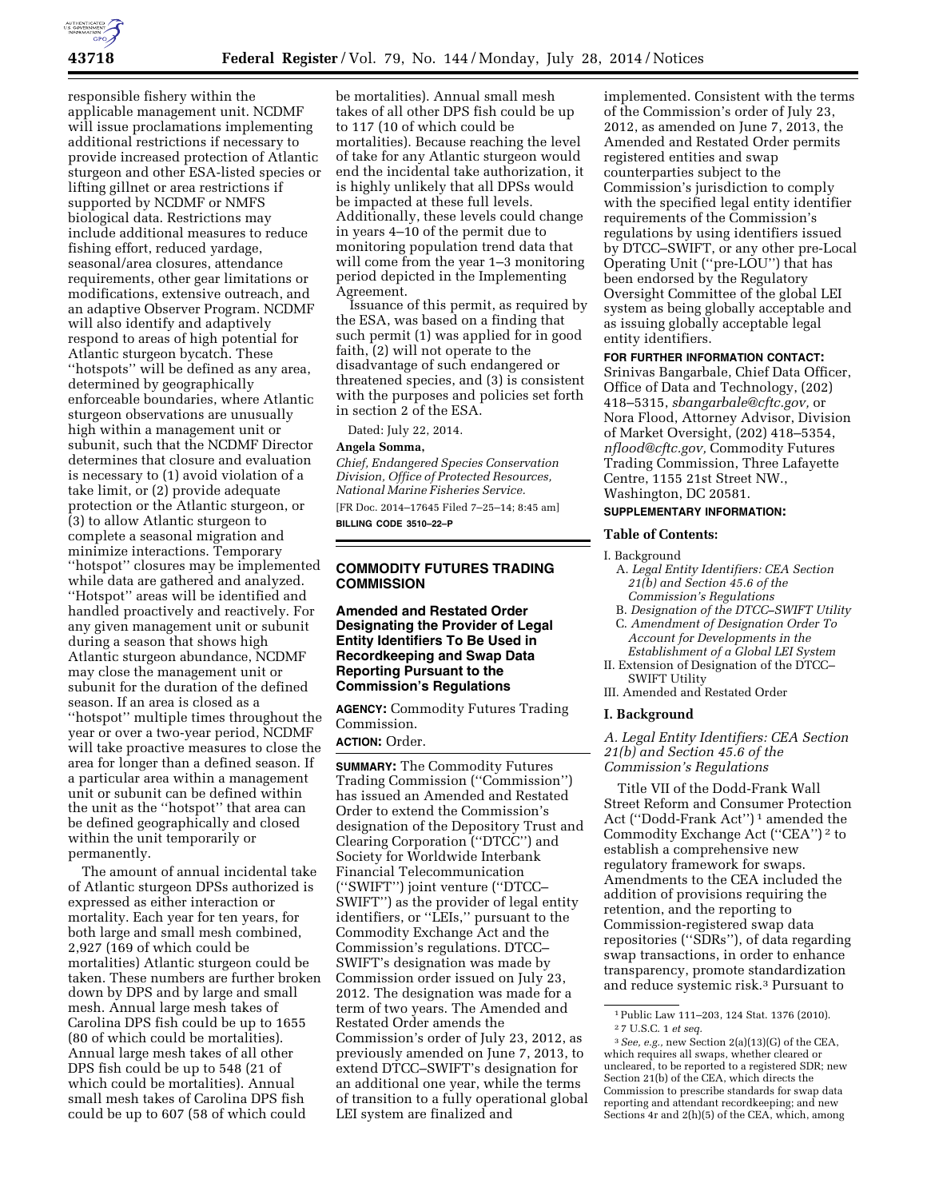responsible fishery within the applicable management unit. NCDMF will issue proclamations implementing additional restrictions if necessary to provide increased protection of Atlantic sturgeon and other ESA-listed species or lifting gillnet or area restrictions if supported by NCDMF or NMFS biological data. Restrictions may include additional measures to reduce fishing effort, reduced yardage, seasonal/area closures, attendance requirements, other gear limitations or modifications, extensive outreach, and an adaptive Observer Program. NCDMF will also identify and adaptively respond to areas of high potential for Atlantic sturgeon bycatch. These ''hotspots'' will be defined as any area, determined by geographically enforceable boundaries, where Atlantic sturgeon observations are unusually high within a management unit or subunit, such that the NCDMF Director determines that closure and evaluation is necessary to (1) avoid violation of a take limit, or (2) provide adequate protection or the Atlantic sturgeon, or (3) to allow Atlantic sturgeon to complete a seasonal migration and minimize interactions. Temporary ''hotspot'' closures may be implemented while data are gathered and analyzed. ''Hotspot'' areas will be identified and handled proactively and reactively. For any given management unit or subunit during a season that shows high Atlantic sturgeon abundance, NCDMF may close the management unit or subunit for the duration of the defined season. If an area is closed as a ''hotspot'' multiple times throughout the year or over a two-year period, NCDMF will take proactive measures to close the area for longer than a defined season. If a particular area within a management unit or subunit can be defined within the unit as the ''hotspot'' that area can be defined geographically and closed within the unit temporarily or permanently.

The amount of annual incidental take of Atlantic sturgeon DPSs authorized is expressed as either interaction or mortality. Each year for ten years, for both large and small mesh combined, 2,927 (169 of which could be mortalities) Atlantic sturgeon could be taken. These numbers are further broken down by DPS and by large and small mesh. Annual large mesh takes of Carolina DPS fish could be up to 1655 (80 of which could be mortalities). Annual large mesh takes of all other DPS fish could be up to 548 (21 of which could be mortalities). Annual small mesh takes of Carolina DPS fish could be up to 607 (58 of which could be mortalities). Annual small mesh takes of all other DPS fish could be up to 117 (10 of which could be mortalities). Because reaching the level of take for any Atlantic sturgeon would end the incidental take authorization, it is highly unlikely that all DPSs would be impacted at these full levels. Additionally, these levels could change in years 4–10 of the permit due to monitoring population trend data that will come from the year 1–3 monitoring period depicted in the Implementing Agreement.

Issuance of this permit, as required by the ESA, was based on a finding that such permit (1) was applied for in good faith, (2) will not operate to the disadvantage of such endangered or threatened species, and (3) is consistent with the purposes and policies set forth in section 2 of the ESA.

Dated: July 22, 2014.

**Angela Somma,**

*Chief, Endangered Species Conservation Division, Office of Protected Resources, National Marine Fisheries Service.*

[FR Doc. 2014–17645 Filed 7–25–14; 8:45 am]

**BILLING CODE 3510–22–P**

## COMMODITY FUTURES TRADING COMMISSION

### Amended and Restated Order Designating the Provider of Legal Entity Identifiers To Be Used in Recordkeeping and Swap Data Reporting Pursuant to the Commission's Regulations

**AGENCY:** Commodity Futures Trading Commission.

**ACTION:** Order.

**SUMMARY:** The Commodity Futures Trading Commission (''Commission'') has issued an Amended and Restated Order to extend the Commission's designation of the Depository Trust and Clearing Corporation (''DTCC'') and Society for Worldwide Interbank Financial Telecommunication (''SWIFT'') joint venture (''DTCC–SWIFT'') as the provider of legal entity identifiers, or ''LEIs,'' pursuant to the Commodity Exchange Act and the Commission's regulations. DTCC–SWIFT's designation was made by Commission order issued on July 23, 2012. The designation was made for a term of two years. The Amended and Restated Order amends the Commission's order of July 23, 2012, as previously amended on June 7, 2013, to extend DTCC–SWIFT's designation for an additional one year, while the terms of transition to a fully operational global LEI system are finalized and implemented. Consistent with the terms of the Commission's order of July 23, 2012, as amended on June 7, 2013, the Amended and Restated Order permits registered entities and swap counterparties subject to the Commission's jurisdiction to comply with the specified legal entity identifier requirements of the Commission's regulations by using identifiers issued by DTCC–SWIFT, or any other pre-Local Operating Unit (''pre-LOU'') that has been endorsed by the Regulatory Oversight Committee of the global LEI system as being globally acceptable and as issuing globally acceptable legal entity identifiers.

**FOR FURTHER INFORMATION CONTACT:** Srinivas Bangarbale, Chief Data Officer, Office of Data and Technology, (202) 418–5315, *sbangarbale@cftc.gov,* or Nora Flood, Attorney Advisor, Division of Market Oversight, (202) 418–5354, *nflood@cftc.gov,* Commodity Futures Trading Commission, Three Lafayette Centre, 1155 21st Street NW., Washington, DC 20581.

**SUPPLEMENTARY INFORMATION:**

**Table of Contents:**

I. Background
  A. *Legal Entity Identifiers: CEA Section 21(b) and Section 45.6 of the Commission's Regulations*
  B. *Designation of the DTCC–SWIFT Utility*
  C. *Amendment of Designation Order To Account for Developments in the Establishment of a Global LEI System*
II. Extension of Designation of the DTCC–SWIFT Utility
III. Amended and Restated Order

### I. Background

#### *A. Legal Entity Identifiers: CEA Section 21(b) and Section 45.6 of the Commission's Regulations*

Title VII of the Dodd-Frank Wall Street Reform and Consumer Protection Act (''Dodd-Frank Act'')[1] amended the Commodity Exchange Act (''CEA'')[2] to establish a comprehensive new regulatory framework for swaps. Amendments to the CEA included the addition of provisions requiring the retention, and the reporting to Commission-registered swap data repositories (''SDRs''), of data regarding swap transactions, in order to enhance transparency, promote standardization and reduce systemic risk.[3] Pursuant to

---

[1] Public Law 111–203, 124 Stat. 1376 (2010).

[2] 7 U.S.C. 1 *et seq.*

[3] *See, e.g.,* new Section 2(a)(13)(G) of the CEA, which requires all swaps, whether cleared or uncleared, to be reported to a registered SDR; new Section 21(b) of the CEA, which directs the Commission to prescribe standards for swap data reporting and attendant recordkeeping; and new Sections 4r and 2(h)(5) of the CEA, which, among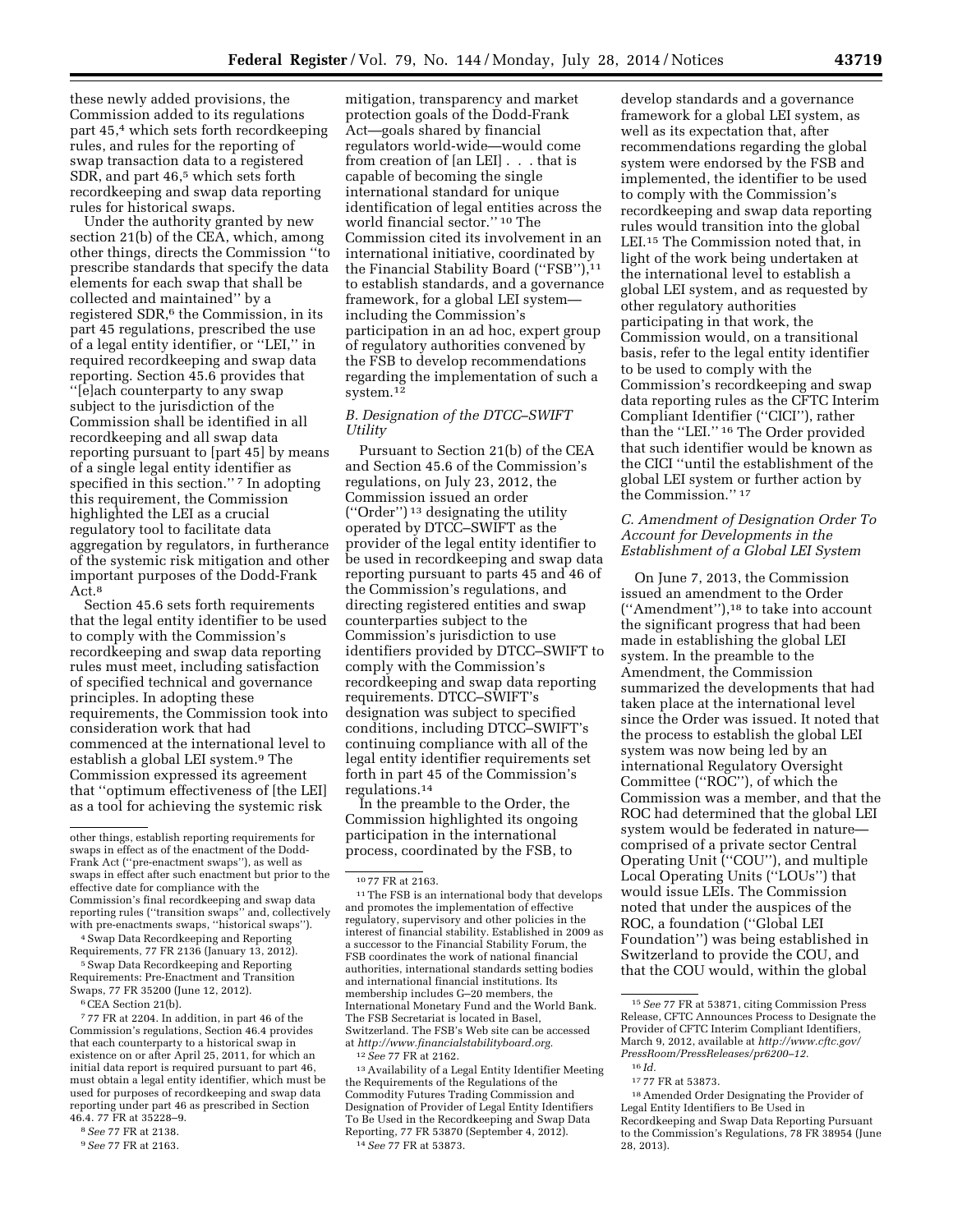these newly added provisions, the Commission added to its regulations part 45,[4] which sets forth recordkeeping rules, and rules for the reporting of swap transaction data to a registered SDR, and part 46,[5] which sets forth recordkeeping and swap data reporting rules for historical swaps.

Under the authority granted by new section 21(b) of the CEA, which, among other things, directs the Commission "to prescribe standards that specify the data elements for each swap that shall be collected and maintained" by a registered SDR,[6] the Commission, in its part 45 regulations, prescribed the use of a legal entity identifier, or "LEI," in required recordkeeping and swap data reporting. Section 45.6 provides that "[e]ach counterparty to any swap subject to the jurisdiction of the Commission shall be identified in all recordkeeping and all swap data reporting pursuant to [part 45] by means of a single legal entity identifier as specified in this section." [7] In adopting this requirement, the Commission highlighted the LEI as a crucial regulatory tool to facilitate data aggregation by regulators, in furtherance of the systemic risk mitigation and other important purposes of the Dodd-Frank Act.[8]

Section 45.6 sets forth requirements that the legal entity identifier to be used to comply with the Commission's recordkeeping and swap data reporting rules must meet, including satisfaction of specified technical and governance principles. In adopting these requirements, the Commission took into consideration work that had commenced at the international level to establish a global LEI system.[9] The Commission expressed its agreement that "optimum effectiveness of [the LEI] as a tool for achieving the systemic risk mitigation, transparency and market protection goals of the Dodd-Frank Act—goals shared by financial regulators world-wide—would come from creation of [an LEI] . . . that is capable of becoming the single international standard for unique identification of legal entities across the world financial sector." [10] The Commission cited its involvement in an international initiative, coordinated by the Financial Stability Board ("FSB"),[11] to establish standards, and a governance framework, for a global LEI system—including the Commission's participation in an ad hoc, expert group of regulatory authorities convened by the FSB to develop recommendations regarding the implementation of such a system.[12]

### B. Designation of the DTCC–SWIFT Utility

Pursuant to Section 21(b) of the CEA and Section 45.6 of the Commission's regulations, on July 23, 2012, the Commission issued an order ("Order") [13] designating the utility operated by DTCC–SWIFT as the provider of the legal entity identifier to be used in recordkeeping and swap data reporting pursuant to parts 45 and 46 of the Commission's regulations, and directing registered entities and swap counterparties subject to the Commission's jurisdiction to use identifiers provided by DTCC–SWIFT to comply with the Commission's recordkeeping and swap data reporting requirements. DTCC–SWIFT's designation was subject to specified conditions, including DTCC–SWIFT's continuing compliance with all of the legal entity identifier requirements set forth in part 45 of the Commission's regulations.[14]

In the preamble to the Order, the Commission highlighted its ongoing participation in the international process, coordinated by the FSB, to develop standards and a governance framework for a global LEI system, as well as its expectation that, after recommendations regarding the global system were endorsed by the FSB and implemented, the identifier to be used to comply with the Commission's recordkeeping and swap data reporting rules would transition into the global LEI.[15] The Commission noted that, in light of the work being undertaken at the international level to establish a global LEI system, and as requested by other regulatory authorities participating in that work, the Commission would, on a transitional basis, refer to the legal entity identifier to be used to comply with the Commission's recordkeeping and swap data reporting rules as the CFTC Interim Compliant Identifier ("CICI"), rather than the "LEI." [16] The Order provided that such identifier would be known as the CICI "until the establishment of the global LEI system or further action by the Commission." [17]

### C. Amendment of Designation Order To Account for Developments in the Establishment of a Global LEI System

On June 7, 2013, the Commission issued an amendment to the Order ("Amendment"),[18] to take into account the significant progress that had been made in establishing the global LEI system. In the preamble to the Amendment, the Commission summarized the developments that had taken place at the international level since the Order was issued. It noted that the process to establish the global LEI system was now being led by an international Regulatory Oversight Committee ("ROC"), of which the Commission was a member, and that the ROC had determined that the global LEI system would be federated in nature—comprised of a private sector Central Operating Unit ("COU"), and multiple Local Operating Units ("LOUs") that would issue LEIs. The Commission noted that under the auspices of the ROC, a foundation ("Global LEI Foundation") was being established in Switzerland to provide the COU, and that the COU would, within the global

---

other things, establish reporting requirements for swaps in effect as of the enactment of the Dodd-Frank Act ("pre-enactment swaps"), as well as swaps in effect after such enactment but prior to the effective date for compliance with the Commission's final recordkeeping and swap data reporting rules ("transition swaps" and, collectively with pre-enactments swaps, "historical swaps").

[4] Swap Data Recordkeeping and Reporting Requirements, 77 FR 2136 (January 13, 2012).

[5] Swap Data Recordkeeping and Reporting Requirements: Pre-Enactment and Transition Swaps, 77 FR 35200 (June 12, 2012).

[6] CEA Section 21(b).

[7] 77 FR at 2204. In addition, in part 46 of the Commission's regulations, Section 46.4 provides that each counterparty to a historical swap in existence on or after April 25, 2011, for which an initial data report is required pursuant to part 46, must obtain a legal entity identifier, which must be used for purposes of recordkeeping and swap data reporting under part 46 as prescribed in Section 46.4. 77 FR at 35228–9.

[8] *See* 77 FR at 2138.

[9] *See* 77 FR at 2163.

[10] 77 FR at 2163.

[11] The FSB is an international body that develops and promotes the implementation of effective regulatory, supervisory and other policies in the interest of financial stability. Established in 2009 as a successor to the Financial Stability Forum, the FSB coordinates the work of national financial authorities, international standards setting bodies and international financial institutions. Its membership includes G–20 members, the International Monetary Fund and the World Bank. The FSB Secretariat is located in Basel, Switzerland. The FSB's Web site can be accessed at *http://www.financialstabilityboard.org.*

[12] *See* 77 FR at 2162.

[13] Availability of a Legal Entity Identifier Meeting the Requirements of the Regulations of the Commodity Futures Trading Commission and Designation of Provider of Legal Entity Identifiers To Be Used in the Recordkeeping and Swap Data Reporting, 77 FR 53870 (September 4, 2012).

[14] *See* 77 FR at 53873.

[15] *See* 77 FR at 53871, citing Commission Press Release, CFTC Announces Process to Designate the Provider of CFTC Interim Compliant Identifiers, March 9, 2012, available at *http://www.cftc.gov/PressRoom/PressReleases/pr6200–12.*

[16] *Id.*

[17] 77 FR at 53873.

[18] Amended Order Designating the Provider of Legal Entity Identifiers to Be Used in Recordkeeping and Swap Data Reporting Pursuant to the Commission's Regulations, 78 FR 38954 (June 28, 2013).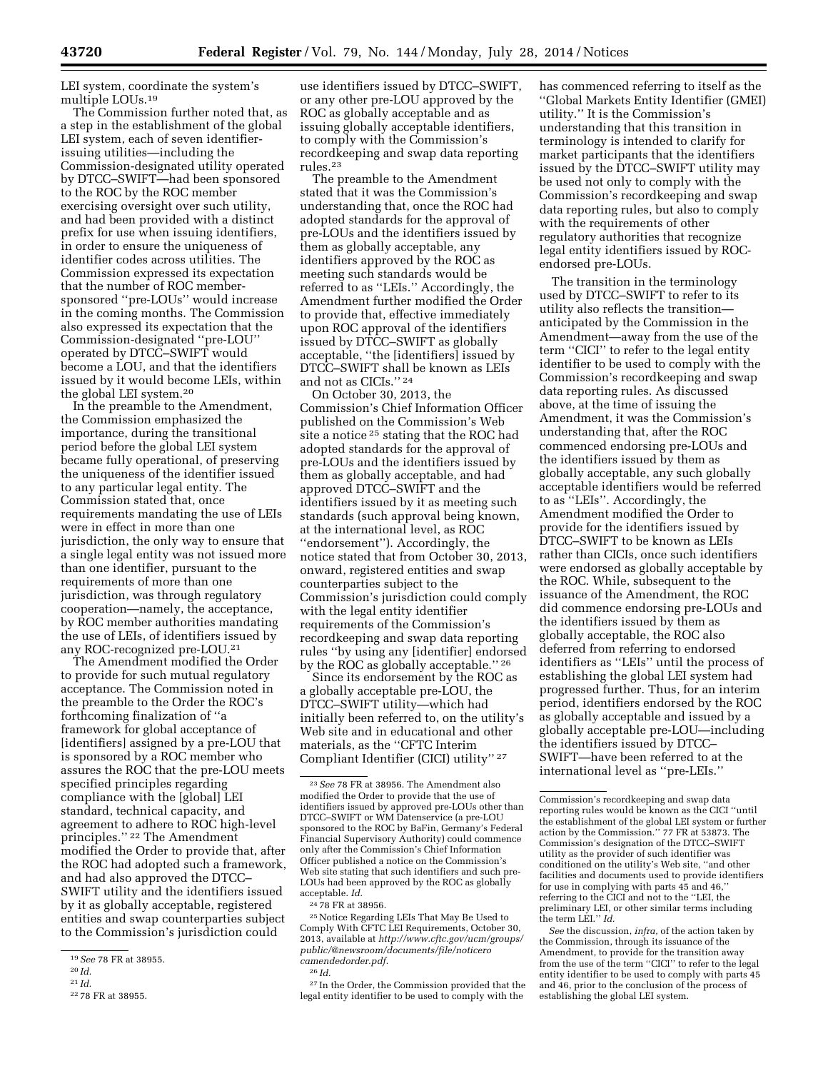LEI system, coordinate the system's multiple LOUs.[19]

The Commission further noted that, as a step in the establishment of the global LEI system, each of seven identifier-issuing utilities—including the Commission-designated utility operated by DTCC–SWIFT—had been sponsored to the ROC by the ROC member exercising oversight over such utility, and had been provided with a distinct prefix for use when issuing identifiers, in order to ensure the uniqueness of identifier codes across utilities. The Commission expressed its expectation that the number of ROC member-sponsored "pre-LOUs" would increase in the coming months. The Commission also expressed its expectation that the Commission-designated "pre-LOU" operated by DTCC–SWIFT would become a LOU, and that the identifiers issued by it would become LEIs, within the global LEI system.[20]

In the preamble to the Amendment, the Commission emphasized the importance, during the transitional period before the global LEI system became fully operational, of preserving the uniqueness of the identifier issued to any particular legal entity. The Commission stated that, once requirements mandating the use of LEIs were in effect in more than one jurisdiction, the only way to ensure that a single legal entity was not issued more than one identifier, pursuant to the requirements of more than one jurisdiction, was through regulatory cooperation—namely, the acceptance, by ROC member authorities mandating the use of LEIs, of identifiers issued by any ROC-recognized pre-LOU.[21]

The Amendment modified the Order to provide for such mutual regulatory acceptance. The Commission noted in the preamble to the Order the ROC's forthcoming finalization of "a framework for global acceptance of [identifiers] assigned by a pre-LOU that is sponsored by a ROC member who assures the ROC that the pre-LOU meets specified principles regarding compliance with the [global] LEI standard, technical capacity, and agreement to adhere to ROC high-level principles." [22] The Amendment modified the Order to provide that, after the ROC had adopted such a framework, and had also approved the DTCC–SWIFT utility and the identifiers issued by it as globally acceptable, registered entities and swap counterparties subject to the Commission's jurisdiction could use identifiers issued by DTCC–SWIFT, or any other pre-LOU approved by the ROC as globally acceptable and as issuing globally acceptable identifiers, to comply with the Commission's recordkeeping and swap data reporting rules.[23]

The preamble to the Amendment stated that it was the Commission's understanding that, once the ROC had adopted standards for the approval of pre-LOUs and the identifiers issued by them as globally acceptable, any identifiers approved by the ROC as meeting such standards would be referred to as "LEIs." Accordingly, the Amendment further modified the Order to provide that, effective immediately upon ROC approval of the identifiers issued by DTCC–SWIFT as globally acceptable, "the [identifiers] issued by DTCC–SWIFT shall be known as LEIs and not as CICIs." [24]

On October 30, 2013, the Commission's Chief Information Officer published on the Commission's Web site a notice [25] stating that the ROC had adopted standards for the approval of pre-LOUs and the identifiers issued by them as globally acceptable, and had approved DTCC–SWIFT and the identifiers issued by it as meeting such standards (such approval being known, at the international level, as ROC "endorsement"). Accordingly, the notice stated that from October 30, 2013, onward, registered entities and swap counterparties subject to the Commission's jurisdiction could comply with the legal entity identifier requirements of the Commission's recordkeeping and swap data reporting rules "by using any [identifier] endorsed by the ROC as globally acceptable." [26]

Since its endorsement by the ROC as a globally acceptable pre-LOU, the DTCC–SWIFT utility—which had initially been referred to, on the utility's Web site and in educational and other materials, as the "CFTC Interim Compliant Identifier (CICI) utility" [27] has commenced referring to itself as the "Global Markets Entity Identifier (GMEI) utility." It is the Commission's understanding that this transition in terminology is intended to clarify for market participants that the identifiers issued by the DTCC–SWIFT utility may be used not only to comply with the Commission's recordkeeping and swap data reporting rules, but also to comply with the requirements of other regulatory authorities that recognize legal entity identifiers issued by ROC-endorsed pre-LOUs.

The transition in the terminology used by DTCC–SWIFT to refer to its utility also reflects the transition—anticipated by the Commission in the Amendment—away from the use of the term "CICI" to refer to the legal entity identifier to be used to comply with the Commission's recordkeeping and swap data reporting rules. As discussed above, at the time of issuing the Amendment, it was the Commission's understanding that, after the ROC commenced endorsing pre-LOUs and the identifiers issued by them as globally acceptable, any such globally acceptable identifiers would be referred to as "LEIs". Accordingly, the Amendment modified the Order to provide for the identifiers issued by DTCC–SWIFT to be known as LEIs rather than CICIs, once such identifiers were endorsed as globally acceptable by the ROC. While, subsequent to the issuance of the Amendment, the ROC did commence endorsing pre-LOUs and the identifiers issued by them as globally acceptable, the ROC also deferred from referring to endorsed identifiers as "LEIs" until the process of establishing the global LEI system had progressed further. Thus, for an interim period, identifiers endorsed by the ROC as globally acceptable and issued by a globally acceptable pre-LOU—including the identifiers issued by DTCC–SWIFT—have been referred to at the international level as "pre-LEIs."

---

[19] *See* 78 FR at 38955.

[20] *Id.*

[21] *Id.*

[22] 78 FR at 38955.

[23] *See* 78 FR at 38956. The Amendment also modified the Order to provide that the use of identifiers issued by approved pre-LOUs other than DTCC–SWIFT or WM Datenservice (a pre-LOU sponsored to the ROC by BaFin, Germany's Federal Financial Supervisory Authority) could commence only after the Commission's Chief Information Officer published a notice on the Commission's Web site stating that such identifiers and such pre-LOUs had been approved by the ROC as globally acceptable. *Id.*

[24] 78 FR at 38956.

[25] Notice Regarding LEIs That May Be Used to Comply With CFTC LEI Requirements, October 30, 2013, available at *http://www.cftc.gov/ucm/groups/public/@newsroom/documents/file/noticerocamendedorder.pdf.*

[26] *Id.*

[27] In the Order, the Commission provided that the legal entity identifier to be used to comply with the Commission's recordkeeping and swap data reporting rules would be known as the CICI "until the establishment of the global LEI system or further action by the Commission." 77 FR at 53873. The Commission's designation of the DTCC–SWIFT utility as the provider of such identifier was conditioned on the utility's Web site, "and other facilities and documents used to provide identifiers for use in complying with parts 45 and 46," referring to the CICI and not to the "LEI, the preliminary LEI, or other similar terms including the term LEI." *Id.*

*See* the discussion, *infra,* of the action taken by the Commission, through its issuance of the Amendment, to provide for the transition away from the use of the term "CICI" to refer to the legal entity identifier to be used to comply with parts 45 and 46, prior to the conclusion of the process of establishing the global LEI system.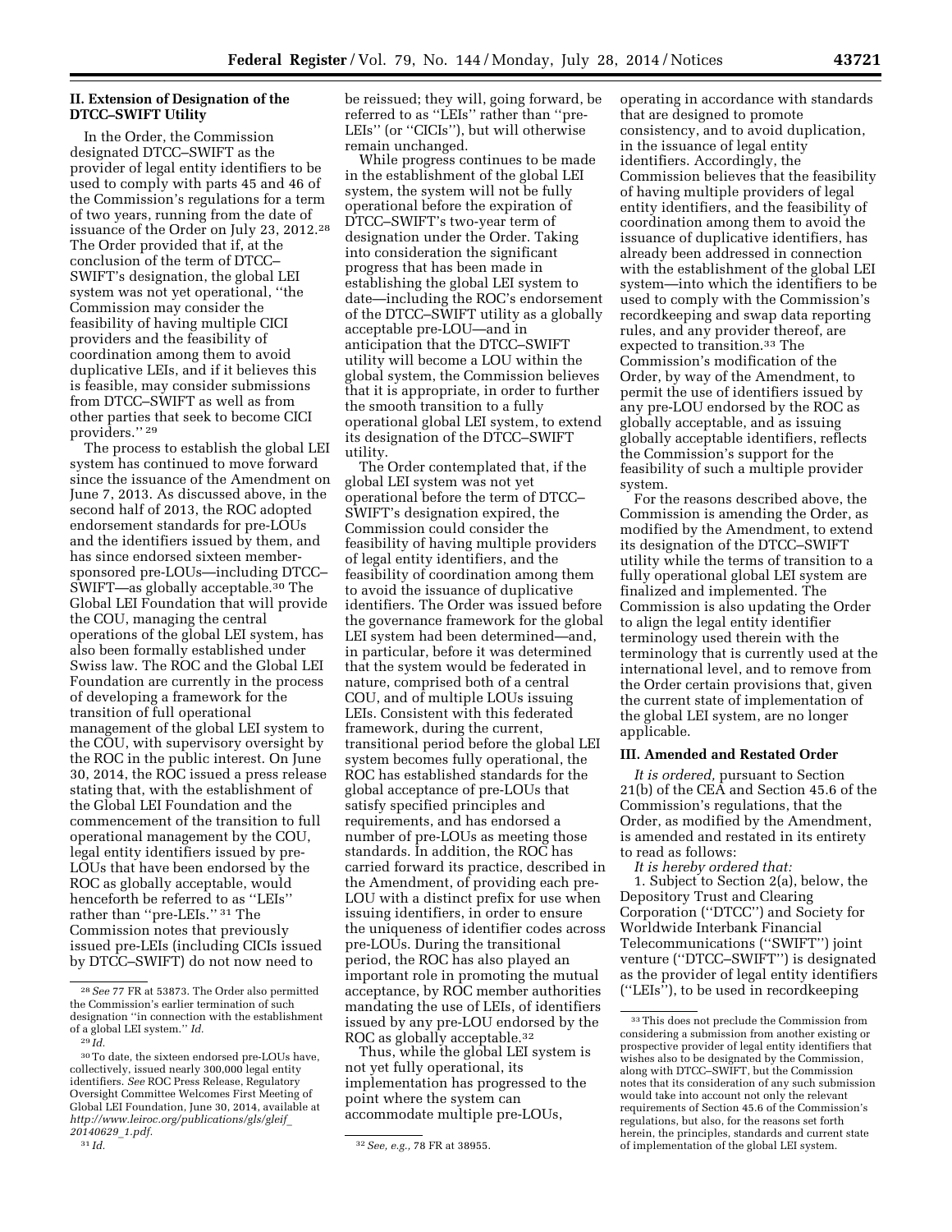## II. Extension of Designation of the DTCC–SWIFT Utility

In the Order, the Commission designated DTCC–SWIFT as the provider of legal entity identifiers to be used to comply with parts 45 and 46 of the Commission's regulations for a term of two years, running from the date of issuance of the Order on July 23, 2012.[28] The Order provided that if, at the conclusion of the term of DTCC–SWIFT's designation, the global LEI system was not yet operational, ''the Commission may consider the feasibility of having multiple CICI providers and the feasibility of coordination among them to avoid duplicative LEIs, and if it believes this is feasible, may consider submissions from DTCC–SWIFT as well as from other parties that seek to become CICI providers.'' [29]

The process to establish the global LEI system has continued to move forward since the issuance of the Amendment on June 7, 2013. As discussed above, in the second half of 2013, the ROC adopted endorsement standards for pre-LOUs and the identifiers issued by them, and has since endorsed sixteen member-sponsored pre-LOUs—including DTCC–SWIFT—as globally acceptable.[30] The Global LEI Foundation that will provide the COU, managing the central operations of the global LEI system, has also been formally established under Swiss law. The ROC and the Global LEI Foundation are currently in the process of developing a framework for the transition of full operational management of the global LEI system to the COU, with supervisory oversight by the ROC in the public interest. On June 30, 2014, the ROC issued a press release stating that, with the establishment of the Global LEI Foundation and the commencement of the transition to full operational management by the COU, legal entity identifiers issued by pre-LOUs that have been endorsed by the ROC as globally acceptable, would henceforth be referred to as ''LEIs'' rather than ''pre-LEIs.'' [31] The Commission notes that previously issued pre-LEIs (including CICIs issued by DTCC–SWIFT) do not now need to be reissued; they will, going forward, be referred to as ''LEIs'' rather than ''pre-LEIs'' (or ''CICIs''), but will otherwise remain unchanged.

While progress continues to be made in the establishment of the global LEI system, the system will not be fully operational before the expiration of DTCC–SWIFT's two-year term of designation under the Order. Taking into consideration the significant progress that has been made in establishing the global LEI system to date—including the ROC's endorsement of the DTCC–SWIFT utility as a globally acceptable pre-LOU—and in anticipation that the DTCC–SWIFT utility will become a LOU within the global system, the Commission believes that it is appropriate, in order to further the smooth transition to a fully operational global LEI system, to extend its designation of the DTCC–SWIFT utility.

The Order contemplated that, if the global LEI system was not yet operational before the term of DTCC–SWIFT's designation expired, the Commission could consider the feasibility of having multiple providers of legal entity identifiers, and the feasibility of coordination among them to avoid the issuance of duplicative identifiers. The Order was issued before the governance framework for the global LEI system had been determined—and, in particular, before it was determined that the system would be federated in nature, comprised both of a central COU, and of multiple LOUs issuing LEIs. Consistent with this federated framework, during the current, transitional period before the global LEI system becomes fully operational, the ROC has established standards for the global acceptance of pre-LOUs that satisfy specified principles and requirements, and has endorsed a number of pre-LOUs as meeting those standards. In addition, the ROC has carried forward its practice, described in the Amendment, of providing each pre-LOU with a distinct prefix for use when issuing identifiers, in order to ensure the uniqueness of identifier codes across pre-LOUs. During the transitional period, the ROC has also played an important role in promoting the mutual acceptance, by ROC member authorities mandating the use of LEIs, of identifiers issued by any pre-LOU endorsed by the ROC as globally acceptable.[32]

Thus, while the global LEI system is not yet fully operational, its implementation has progressed to the point where the system can accommodate multiple pre-LOUs, operating in accordance with standards that are designed to promote consistency, and to avoid duplication, in the issuance of legal entity identifiers. Accordingly, the Commission believes that the feasibility of having multiple providers of legal entity identifiers, and the feasibility of coordination among them to avoid the issuance of duplicative identifiers, has already been addressed in connection with the establishment of the global LEI system—into which the identifiers to be used to comply with the Commission's recordkeeping and swap data reporting rules, and any provider thereof, are expected to transition.[33] The Commission's modification of the Order, by way of the Amendment, to permit the use of identifiers issued by any pre-LOU endorsed by the ROC as globally acceptable, and as issuing globally acceptable identifiers, reflects the Commission's support for the feasibility of such a multiple provider system.

For the reasons described above, the Commission is amending the Order, as modified by the Amendment, to extend its designation of the DTCC–SWIFT utility while the terms of transition to a fully operational global LEI system are finalized and implemented. The Commission is also updating the Order to align the legal entity identifier terminology used therein with the terminology that is currently used at the international level, and to remove from the Order certain provisions that, given the current state of implementation of the global LEI system, are no longer applicable.

## III. Amended and Restated Order

*It is ordered,* pursuant to Section 21(b) of the CEA and Section 45.6 of the Commission's regulations, that the Order, as modified by the Amendment, is amended and restated in its entirety to read as follows:

*It is hereby ordered that:*

1. Subject to Section 2(a), below, the Depository Trust and Clearing Corporation (''DTCC'') and Society for Worldwide Interbank Financial Telecommunications (''SWIFT'') joint venture (''DTCC–SWIFT'') is designated as the provider of legal entity identifiers (''LEIs''), to be used in recordkeeping

---

[28] *See* 77 FR at 53873. The Order also permitted the Commission's earlier termination of such designation ''in connection with the establishment of a global LEI system.'' *Id.*

[29] *Id.*

[30] To date, the sixteen endorsed pre-LOUs have, collectively, issued nearly 300,000 legal entity identifiers. *See* ROC Press Release, Regulatory Oversight Committee Welcomes First Meeting of Global LEI Foundation, June 30, 2014, available at *http://www.leiroc.org/publications/gls/gleif_20140629_1.pdf.*

[31] *Id.*

[32] *See, e.g.,* 78 FR at 38955.

[33] This does not preclude the Commission from considering a submission from another existing or prospective provider of legal entity identifiers that wishes also to be designated by the Commission, along with DTCC–SWIFT, but the Commission notes that its consideration of any such submission would take into account not only the relevant requirements of Section 45.6 of the Commission's regulations, but also, for the reasons set forth herein, the principles, standards and current state of implementation of the global LEI system.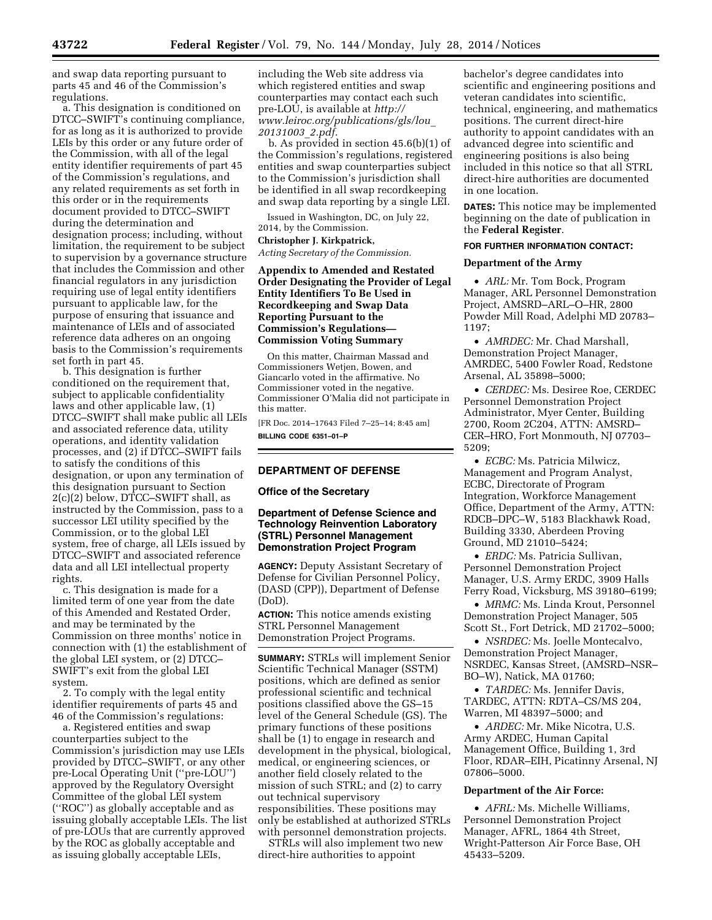and swap data reporting pursuant to parts 45 and 46 of the Commission's regulations.

a. This designation is conditioned on DTCC–SWIFT's continuing compliance, for as long as it is authorized to provide LEIs by this order or any future order of the Commission, with all of the legal entity identifier requirements of part 45 of the Commission's regulations, and any related requirements as set forth in this order or in the requirements document provided to DTCC–SWIFT during the determination and designation process; including, without limitation, the requirement to be subject to supervision by a governance structure that includes the Commission and other financial regulators in any jurisdiction requiring use of legal entity identifiers pursuant to applicable law, for the purpose of ensuring that issuance and maintenance of LEIs and of associated reference data adheres on an ongoing basis to the Commission's requirements set forth in part 45.

b. This designation is further conditioned on the requirement that, subject to applicable confidentiality laws and other applicable law, (1) DTCC–SWIFT shall make public all LEIs and associated reference data, utility operations, and identity validation processes, and (2) if DTCC–SWIFT fails to satisfy the conditions of this designation, or upon any termination of this designation pursuant to Section 2(c)(2) below, DTCC–SWIFT shall, as instructed by the Commission, pass to a successor LEI utility specified by the Commission, or to the global LEI system, free of charge, all LEIs issued by DTCC–SWIFT and associated reference data and all LEI intellectual property rights.

c. This designation is made for a limited term of one year from the date of this Amended and Restated Order, and may be terminated by the Commission on three months' notice in connection with (1) the establishment of the global LEI system, or (2) DTCC–SWIFT's exit from the global LEI system.

2. To comply with the legal entity identifier requirements of parts 45 and 46 of the Commission's regulations:

a. Registered entities and swap counterparties subject to the Commission's jurisdiction may use LEIs provided by DTCC–SWIFT, or any other pre-Local Operating Unit (''pre-LOU'') approved by the Regulatory Oversight Committee of the global LEI system (''ROC'') as globally acceptable and as issuing globally acceptable LEIs. The list of pre-LOUs that are currently approved by the ROC as globally acceptable and as issuing globally acceptable LEIs, including the Web site address via which registered entities and swap counterparties may contact each such pre-LOU, is available at *http://www.leiroc.org/publications/gls/lou_20131003_2.pdf*.

b. As provided in section 45.6(b)(1) of the Commission's regulations, registered entities and swap counterparties subject to the Commission's jurisdiction shall be identified in all swap recordkeeping and swap data reporting by a single LEI.

Issued in Washington, DC, on July 22, 2014, by the Commission.

**Christopher J. Kirkpatrick,**

*Acting Secretary of the Commission.*

## Appendix to Amended and Restated Order Designating the Provider of Legal Entity Identifiers To Be Used in Recordkeeping and Swap Data Reporting Pursuant to the Commission's Regulations—Commission Voting Summary

On this matter, Chairman Massad and Commissioners Wetjen, Bowen, and Giancarlo voted in the affirmative. No Commissioner voted in the negative. Commissioner O'Malia did not participate in this matter.

[FR Doc. 2014–17643 Filed 7–25–14; 8:45 am]

**BILLING CODE 6351–01–P**

# DEPARTMENT OF DEFENSE

## Office of the Secretary

## Department of Defense Science and Technology Reinvention Laboratory (STRL) Personnel Management Demonstration Project Program

**AGENCY:** Deputy Assistant Secretary of Defense for Civilian Personnel Policy, (DASD (CPP)), Department of Defense (DoD).

**ACTION:** This notice amends existing STRL Personnel Management Demonstration Project Programs.

**SUMMARY:** STRLs will implement Senior Scientific Technical Manager (SSTM) positions, which are defined as senior professional scientific and technical positions classified above the GS–15 level of the General Schedule (GS). The primary functions of these positions shall be (1) to engage in research and development in the physical, biological, medical, or engineering sciences, or another field closely related to the mission of such STRL; and (2) to carry out technical supervisory responsibilities. These positions may only be established at authorized STRLs with personnel demonstration projects.

STRLs will also implement two new direct-hire authorities to appoint bachelor's degree candidates into scientific and engineering positions and veteran candidates into scientific, technical, engineering, and mathematics positions. The current direct-hire authority to appoint candidates with an advanced degree into scientific and engineering positions is also being included in this notice so that all STRL direct-hire authorities are documented in one location.

**DATES:** This notice may be implemented beginning on the date of publication in the **Federal Register**.

**FOR FURTHER INFORMATION CONTACT:**

**Department of the Army**

- *ARL:* Mr. Tom Bock, Program Manager, ARL Personnel Demonstration Project, AMSRD–ARL–O–HR, 2800 Powder Mill Road, Adelphi MD 20783–1197;
- *AMRDEC:* Mr. Chad Marshall, Demonstration Project Manager, AMRDEC, 5400 Fowler Road, Redstone Arsenal, AL 35898–5000;
- *CERDEC:* Ms. Desiree Roe, CERDEC Personnel Demonstration Project Administrator, Myer Center, Building 2700, Room 2C204, ATTN: AMSRD–CER–HRO, Fort Monmouth, NJ 07703–5209;
- *ECBC:* Ms. Patricia Milwicz, Management and Program Analyst, ECBC, Directorate of Program Integration, Workforce Management Office, Department of the Army, ATTN: RDCB–DPC–W, 5183 Blackhawk Road, Building 3330, Aberdeen Proving Ground, MD 21010–5424;
- *ERDC:* Ms. Patricia Sullivan, Personnel Demonstration Project Manager, U.S. Army ERDC, 3909 Halls Ferry Road, Vicksburg, MS 39180–6199;
- *MRMC:* Ms. Linda Krout, Personnel Demonstration Project Manager, 505 Scott St., Fort Detrick, MD 21702–5000;
- *NSRDEC:* Ms. Joelle Montecalvo, Demonstration Project Manager, NSRDEC, Kansas Street, (AMSRD–NSR–BO–W), Natick, MA 01760;
- *TARDEC:* Ms. Jennifer Davis, TARDEC, ATTN: RDTA–CS/MS 204, Warren, MI 48397–5000; and
- *ARDEC:* Mr. Mike Nicotra, U.S. Army ARDEC, Human Capital Management Office, Building 1, 3rd Floor, RDAR–EIH, Picatinny Arsenal, NJ 07806–5000.

**Department of the Air Force:**

- *AFRL:* Ms. Michelle Williams, Personnel Demonstration Project Manager, AFRL, 1864 4th Street, Wright-Patterson Air Force Base, OH 45433–5209.